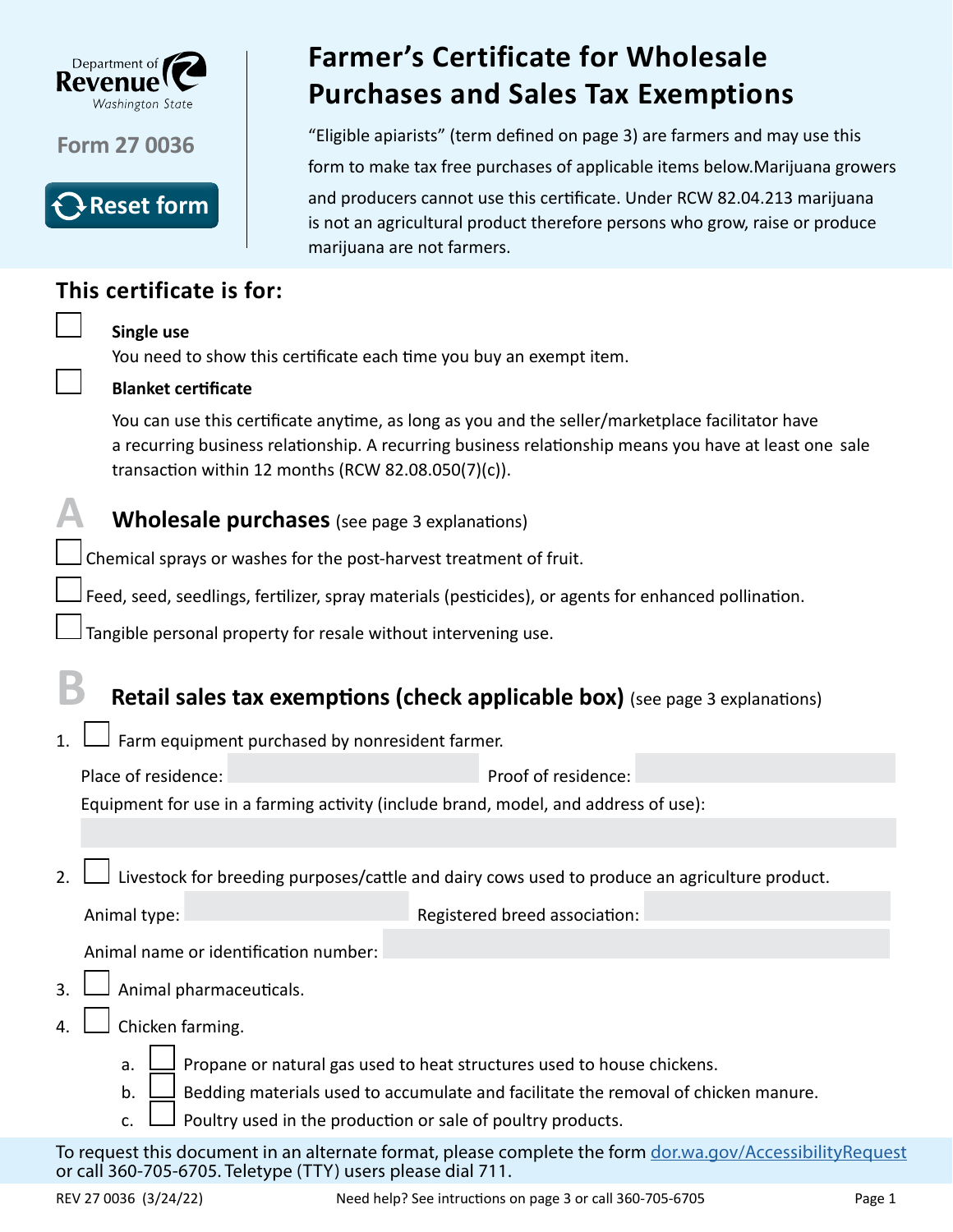Department of Revenue Washington State

Form 27 0036

Reset form

# Farmer's Certificate for Wholesale Purchases and Sales Tax Exemptions

"Eligible apiarists" (term defined on page 3) are farmers and may use this form to make tax free purchases of applicable items below.Marijuana growers and producers cannot use this certificate. Under RCW 82.04.213 marijuana is not an agricultural product therefore persons who grow, raise or produce marijuana are not farmers.

## This certificate is for:

☐ **Single use**
You need to show this certificate each time you buy an exempt item.

☐ **Blanket certificate**
You can use this certificate anytime, as long as you and the seller/marketplace facilitator have a recurring business relationship. A recurring business relationship means you have at least one sale transaction within 12 months (RCW 82.08.050(7)(c)).

## A Wholesale purchases (see page 3 explanations)

☐ Chemical sprays or washes for the post-harvest treatment of fruit.

☐ Feed, seed, seedlings, fertilizer, spray materials (pesticides), or agents for enhanced pollination.

☐ Tangible personal property for resale without intervening use.

## B Retail sales tax exemptions (check applicable box) (see page 3 explanations)

1. ☐ Farm equipment purchased by nonresident farmer.

   Place of residence: ____________ Proof of residence: ____________

   Equipment for use in a farming activity (include brand, model, and address of use):

   ____________

2. ☐ Livestock for breeding purposes/cattle and dairy cows used to produce an agriculture product.

   Animal type: ____________ Registered breed association: ____________

   Animal name or identification number: ____________

3. ☐ Animal pharmaceuticals.

4. ☐ Chicken farming.

   a. ☐ Propane or natural gas used to heat structures used to house chickens.
   b. ☐ Bedding materials used to accumulate and facilitate the removal of chicken manure.
   c. ☐ Poultry used in the production or sale of poultry products.

To request this document in an alternate format, please complete the form dor.wa.gov/AccessibilityRequest or call 360-705-6705. Teletype (TTY) users please dial 711.

REV 27 0036 (3/24/22) Need help? See intructions on page 3 or call 360-705-6705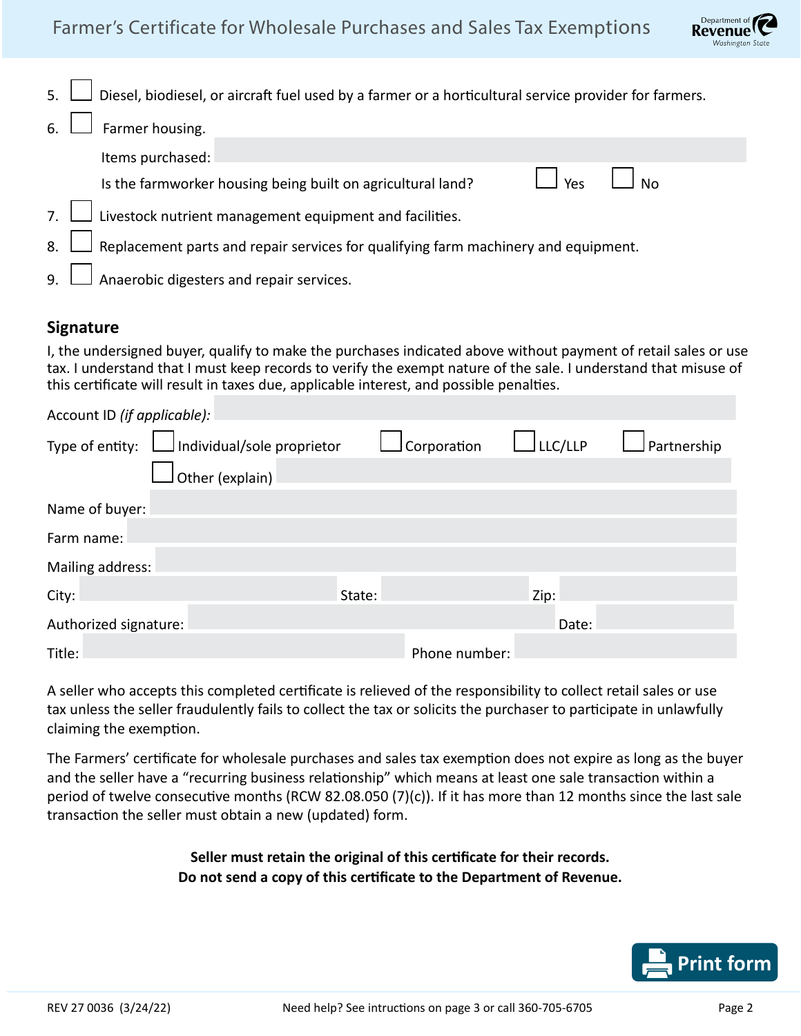5. ☐ Diesel, biodiesel, or aircraft fuel used by a farmer or a horticultural service provider for farmers.
6. ☐ Farmer housing.

   Items purchased:

   Is the farmworker housing being built on agricultural land? ☐ Yes ☐ No
7. ☐ Livestock nutrient management equipment and facilities.
8. ☐ Replacement parts and repair services for qualifying farm machinery and equipment.
9. ☐ Anaerobic digesters and repair services.

## Signature

I, the undersigned buyer, qualify to make the purchases indicated above without payment of retail sales or use tax. I understand that I must keep records to verify the exempt nature of the sale. I understand that misuse of this certificate will result in taxes due, applicable interest, and possible penalties.

Account ID *(if applicable)*:

Type of entity: ☐ Individual/sole proprietor ☐ Corporation ☐ LLC/LLP ☐ Partnership

☐ Other (explain)

Name of buyer:

Farm name:

Mailing address:

City: State: Zip:

Authorized signature: Date:

Title: Phone number:

A seller who accepts this completed certificate is relieved of the responsibility to collect retail sales or use tax unless the seller fraudulently fails to collect the tax or solicits the purchaser to participate in unlawfully claiming the exemption.

The Farmers' certificate for wholesale purchases and sales tax exemption does not expire as long as the buyer and the seller have a "recurring business relationship" which means at least one sale transaction within a period of twelve consecutive months (RCW 82.08.050 (7)(c)). If it has more than 12 months since the last sale transaction the seller must obtain a new (updated) form.

**Seller must retain the original of this certificate for their records.**
**Do not send a copy of this certificate to the Department of Revenue.**

Print form

REV 27 0036 (3/24/22) Need help? See intructions on page 3 or call 360-705-6705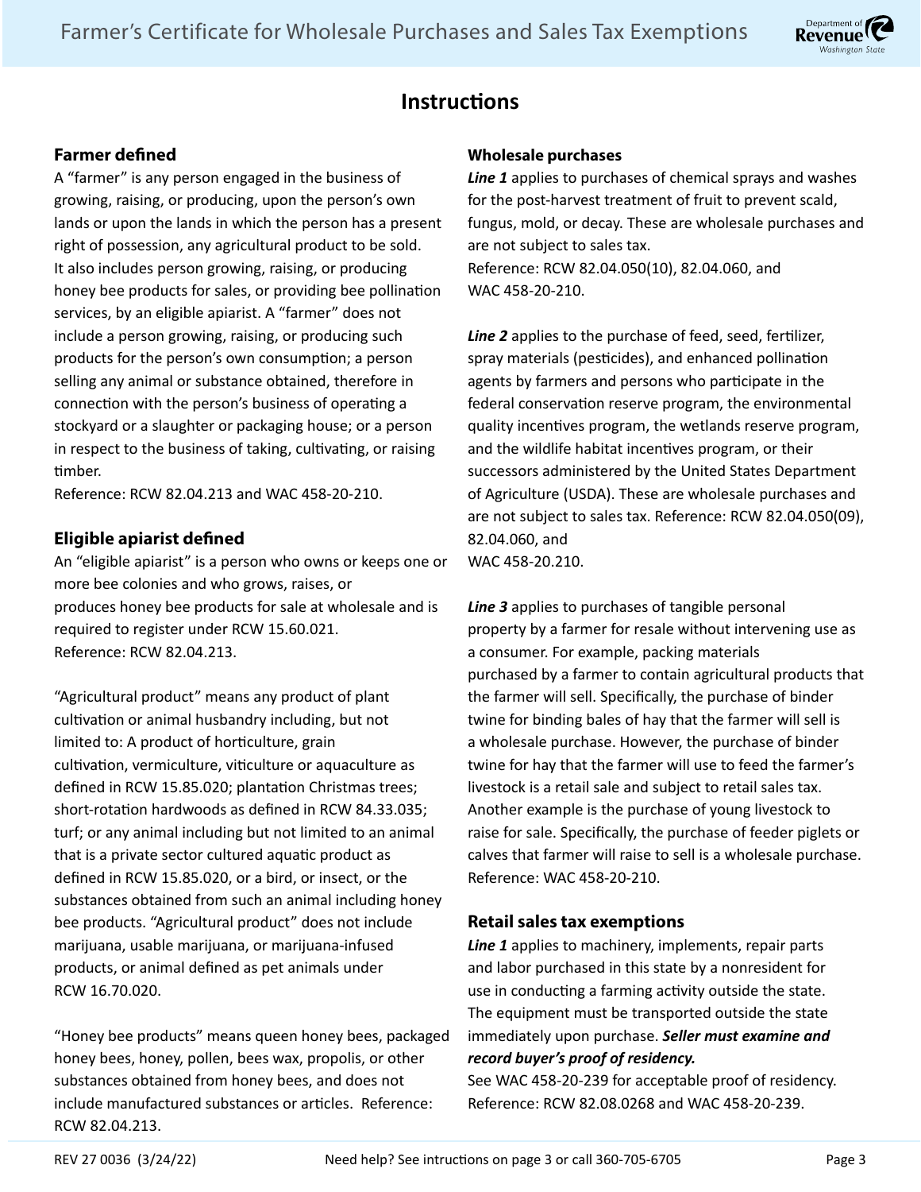## Instructions

### Farmer defined

A "farmer" is any person engaged in the business of growing, raising, or producing, upon the person's own lands or upon the lands in which the person has a present right of possession, any agricultural product to be sold. It also includes person growing, raising, or producing honey bee products for sales, or providing bee pollination services, by an eligible apiarist. A "farmer" does not include a person growing, raising, or producing such products for the person's own consumption; a person selling any animal or substance obtained, therefore in connection with the person's business of operating a stockyard or a slaughter or packaging house; or a person in respect to the business of taking, cultivating, or raising timber.
Reference: RCW 82.04.213 and WAC 458-20-210.

### Eligible apiarist defined

An "eligible apiarist" is a person who owns or keeps one or more bee colonies and who grows, raises, or produces honey bee products for sale at wholesale and is required to register under RCW 15.60.021.
Reference: RCW 82.04.213.

"Agricultural product" means any product of plant cultivation or animal husbandry including, but not limited to: A product of horticulture, grain cultivation, vermiculture, viticulture or aquaculture as defined in RCW 15.85.020; plantation Christmas trees; short-rotation hardwoods as defined in RCW 84.33.035; turf; or any animal including but not limited to an animal that is a private sector cultured aquatic product as defined in RCW 15.85.020, or a bird, or insect, or the substances obtained from such an animal including honey bee products. "Agricultural product" does not include marijuana, usable marijuana, or marijuana-infused products, or animal defined as pet animals under RCW 16.70.020.

"Honey bee products" means queen honey bees, packaged honey bees, honey, pollen, bees wax, propolis, or other substances obtained from honey bees, and does not include manufactured substances or articles. Reference: RCW 82.04.213.

#### Wholesale purchases

***Line 1*** applies to purchases of chemical sprays and washes for the post-harvest treatment of fruit to prevent scald, fungus, mold, or decay. These are wholesale purchases and are not subject to sales tax.
Reference: RCW 82.04.050(10), 82.04.060, and WAC 458-20-210.

***Line 2*** applies to the purchase of feed, seed, fertilizer, spray materials (pesticides), and enhanced pollination agents by farmers and persons who participate in the federal conservation reserve program, the environmental quality incentives program, the wetlands reserve program, and the wildlife habitat incentives program, or their successors administered by the United States Department of Agriculture (USDA). These are wholesale purchases and are not subject to sales tax. Reference: RCW 82.04.050(09), 82.04.060, and
WAC 458-20.210.

***Line 3*** applies to purchases of tangible personal property by a farmer for resale without intervening use as a consumer. For example, packing materials purchased by a farmer to contain agricultural products that the farmer will sell. Specifically, the purchase of binder twine for binding bales of hay that the farmer will sell is a wholesale purchase. However, the purchase of binder twine for hay that the farmer will use to feed the farmer's livestock is a retail sale and subject to retail sales tax. Another example is the purchase of young livestock to raise for sale. Specifically, the purchase of feeder piglets or calves that farmer will raise to sell is a wholesale purchase. Reference: WAC 458-20-210.

### Retail sales tax exemptions

***Line 1*** applies to machinery, implements, repair parts and labor purchased in this state by a nonresident for use in conducting a farming activity outside the state. The equipment must be transported outside the state immediately upon purchase. ***Seller must examine and record buyer's proof of residency.***
See WAC 458-20-239 for acceptable proof of residency. Reference: RCW 82.08.0268 and WAC 458-20-239.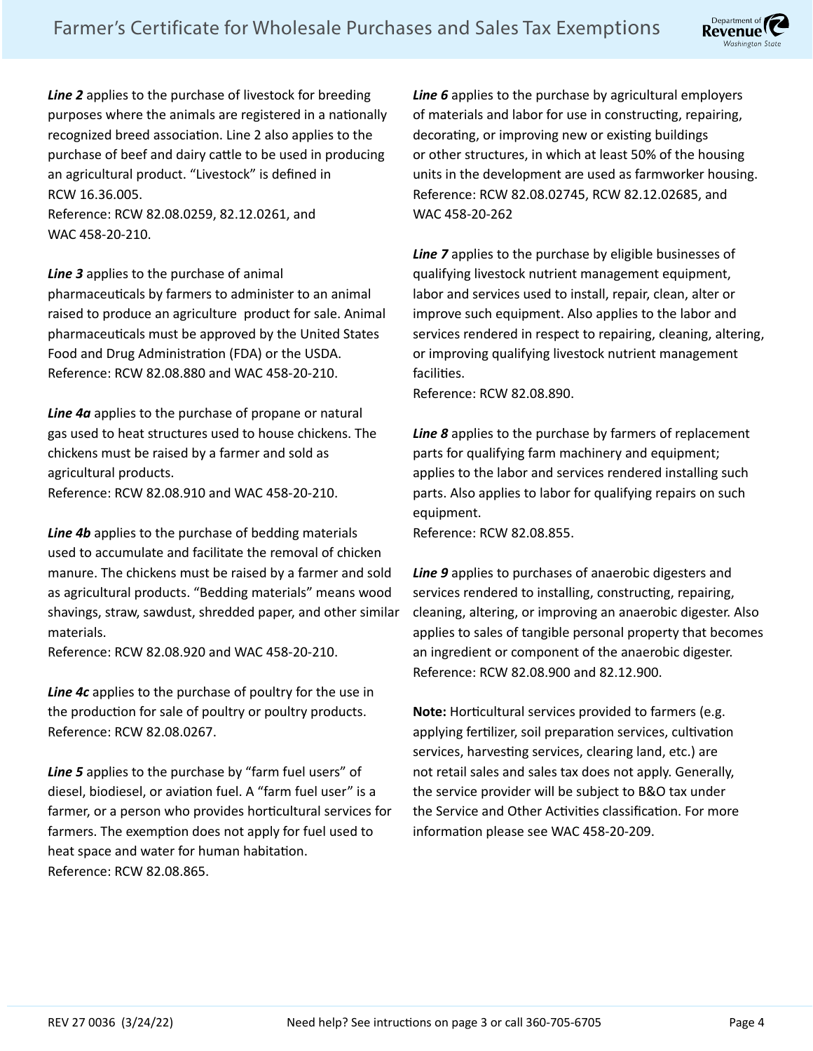***Line 2*** applies to the purchase of livestock for breeding purposes where the animals are registered in a nationally recognized breed association. Line 2 also applies to the purchase of beef and dairy cattle to be used in producing an agricultural product. "Livestock" is defined in RCW 16.36.005.
Reference: RCW 82.08.0259, 82.12.0261, and WAC 458-20-210.

***Line 3*** applies to the purchase of animal pharmaceuticals by farmers to administer to an animal raised to produce an agriculture product for sale. Animal pharmaceuticals must be approved by the United States Food and Drug Administration (FDA) or the USDA.
Reference: RCW 82.08.880 and WAC 458-20-210.

***Line 4a*** applies to the purchase of propane or natural gas used to heat structures used to house chickens. The chickens must be raised by a farmer and sold as agricultural products.
Reference: RCW 82.08.910 and WAC 458-20-210.

***Line 4b*** applies to the purchase of bedding materials used to accumulate and facilitate the removal of chicken manure. The chickens must be raised by a farmer and sold as agricultural products. "Bedding materials" means wood shavings, straw, sawdust, shredded paper, and other similar materials.
Reference: RCW 82.08.920 and WAC 458-20-210.

***Line 4c*** applies to the purchase of poultry for the use in the production for sale of poultry or poultry products.
Reference: RCW 82.08.0267.

***Line 5*** applies to the purchase by "farm fuel users" of diesel, biodiesel, or aviation fuel. A "farm fuel user" is a farmer, or a person who provides horticultural services for farmers. The exemption does not apply for fuel used to heat space and water for human habitation.
Reference: RCW 82.08.865.

***Line 6*** applies to the purchase by agricultural employers of materials and labor for use in constructing, repairing, decorating, or improving new or existing buildings or other structures, in which at least 50% of the housing units in the development are used as farmworker housing.
Reference: RCW 82.08.02745, RCW 82.12.02685, and WAC 458-20-262

***Line 7*** applies to the purchase by eligible businesses of qualifying livestock nutrient management equipment, labor and services used to install, repair, clean, alter or improve such equipment. Also applies to the labor and services rendered in respect to repairing, cleaning, altering, or improving qualifying livestock nutrient management facilities.
Reference: RCW 82.08.890.

***Line 8*** applies to the purchase by farmers of replacement parts for qualifying farm machinery and equipment; applies to the labor and services rendered installing such parts. Also applies to labor for qualifying repairs on such equipment.
Reference: RCW 82.08.855.

***Line 9*** applies to purchases of anaerobic digesters and services rendered to installing, constructing, repairing, cleaning, altering, or improving an anaerobic digester. Also applies to sales of tangible personal property that becomes an ingredient or component of the anaerobic digester.
Reference: RCW 82.08.900 and 82.12.900.

**Note:** Horticultural services provided to farmers (e.g. applying fertilizer, soil preparation services, cultivation services, harvesting services, clearing land, etc.) are not retail sales and sales tax does not apply. Generally, the service provider will be subject to B&O tax under the Service and Other Activities classification. For more information please see WAC 458-20-209.